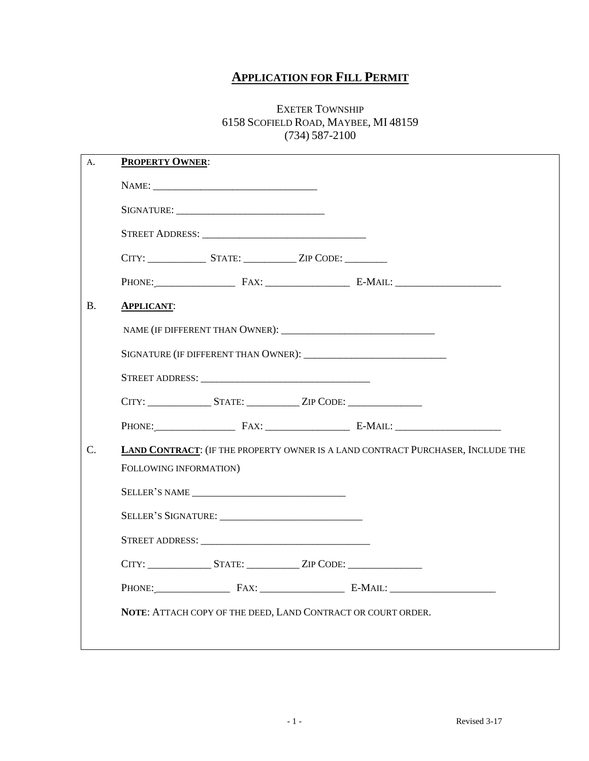# APPLICATION FOR FILL PERMIT

EXETER TOWNSHIP
6158 SCOFIELD ROAD, MAYBEE, MI 48159
(734) 587-2100

A. **PROPERTY OWNER**:

NAME: ________________________________

SIGNATURE: ____________________________

STREET ADDRESS: ________________________________

CITY: ___________ STATE: __________ ZIP CODE: ________

PHONE:_______________ FAX: ________________ E-MAIL: ____________________

B. **APPLICANT**:

NAME (IF DIFFERENT THAN OWNER): ______________________________

SIGNATURE (IF DIFFERENT THAN OWNER): ___________________________

STREET ADDRESS: _________________________________

CITY: ____________ STATE: __________ ZIP CODE: ______________

PHONE:_______________ FAX: ________________ E-MAIL: ____________________

C. **LAND CONTRACT**: (IF THE PROPERTY OWNER IS A LAND CONTRACT PURCHASER, INCLUDE THE FOLLOWING INFORMATION)

SELLER'S NAME ______________________________

SELLER'S SIGNATURE: ___________________________

STREET ADDRESS: _________________________________

CITY: ____________ STATE: __________ ZIP CODE: ______________

PHONE:______________ FAX: ________________ E-MAIL: ____________________

**NOTE**: ATTACH COPY OF THE DEED, LAND CONTRACT OR COURT ORDER.

Revised 3-17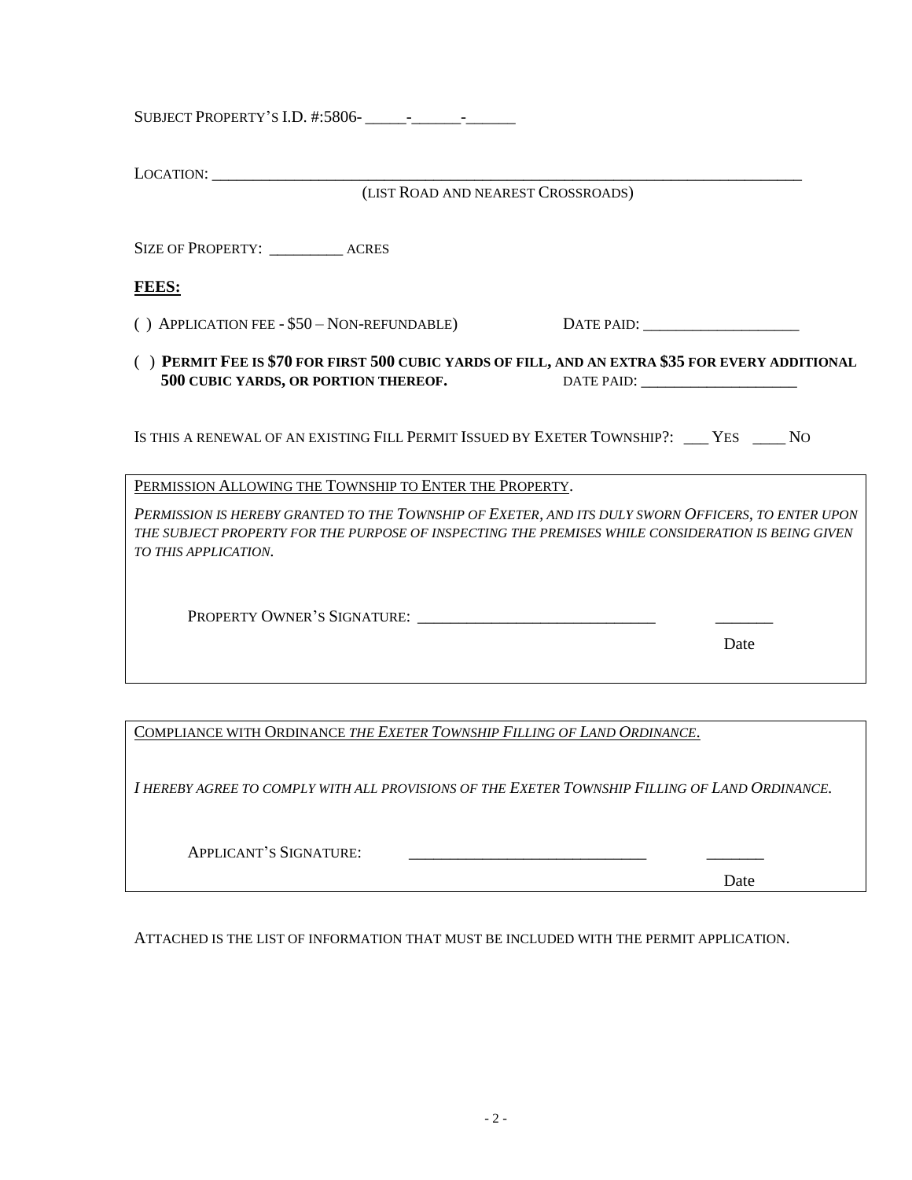Subject Property's I.D. #:5806- _____-______-______

Location: ________________________________________________________________________________

(List Road and nearest Crossroads)

Size of Property: _________ acres

**FEES:**

( ) Application fee - $50 – Non-refundable) Date paid: ____________________

( ) **Permit Fee is $70 for first 500 cubic yards of fill, and an extra $35 for every additional 500 cubic yards, or portion thereof.** Date paid: _____________________

Is this a renewal of an existing Fill Permit Issued by Exeter Township?: ___ Yes ____ No

Permission Allowing the Township to Enter the Property.

*Permission is hereby granted to the Township of Exeter, and its duly sworn Officers, to enter upon the subject property for the purpose of inspecting the premises while consideration is being given to this application.*

Property Owner's Signature: ______________________________ _______

Date

Compliance with Ordinance *The Exeter Township Filling of Land Ordinance.*

*I hereby agree to comply with all provisions of the Exeter Township Filling of Land Ordinance.*

Applicant's Signature: ______________________________ _______

Date

Attached is the list of information that must be included with the permit application.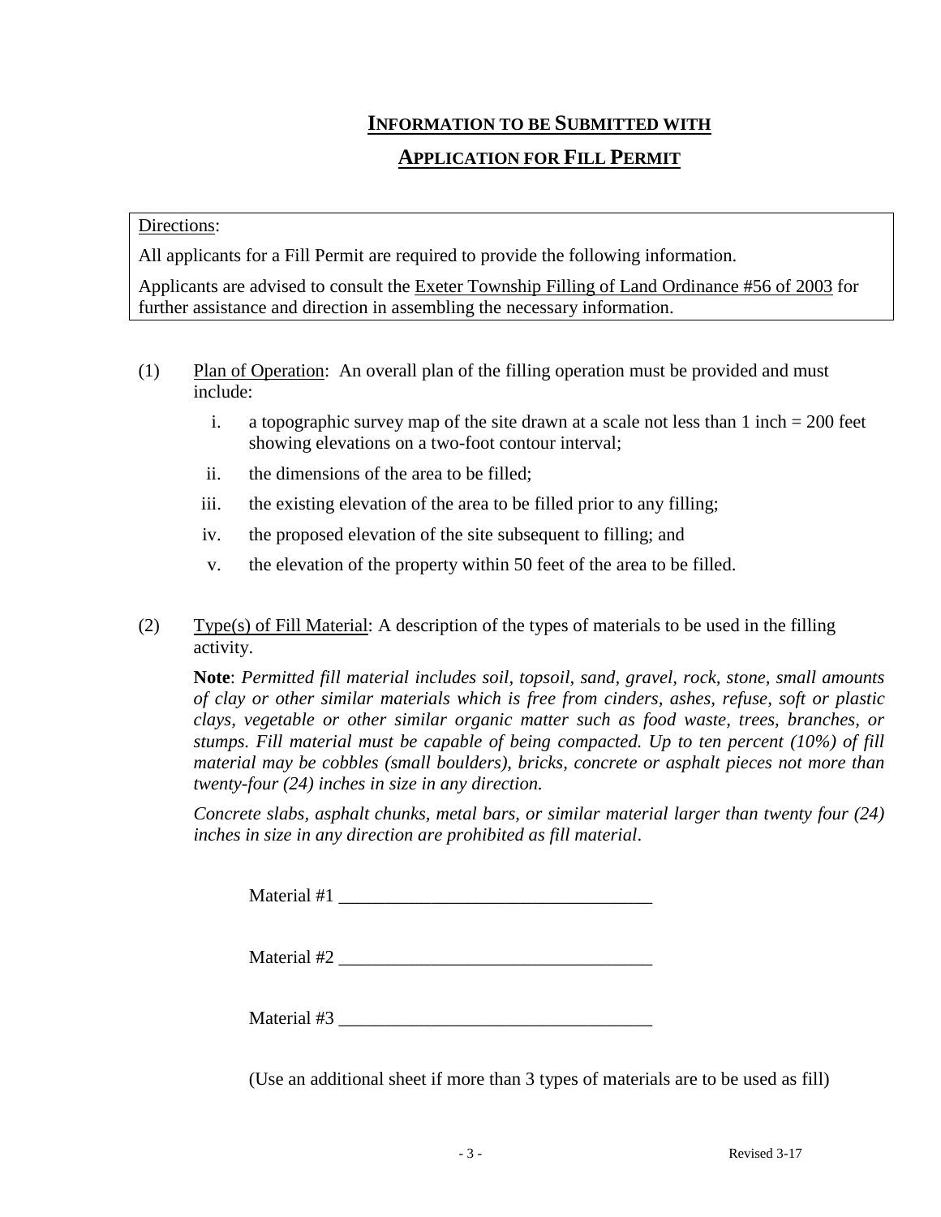## INFORMATION TO BE SUBMITTED WITH APPLICATION FOR FILL PERMIT

Directions:

All applicants for a Fill Permit are required to provide the following information.

Applicants are advised to consult the Exeter Township Filling of Land Ordinance #56 of 2003 for further assistance and direction in assembling the necessary information.

(1) Plan of Operation: An overall plan of the filling operation must be provided and must include:

i. a topographic survey map of the site drawn at a scale not less than 1 inch = 200 feet showing elevations on a two-foot contour interval;

ii. the dimensions of the area to be filled;

iii. the existing elevation of the area to be filled prior to any filling;

iv. the proposed elevation of the site subsequent to filling; and

v. the elevation of the property within 50 feet of the area to be filled.

(2) Type(s) of Fill Material: A description of the types of materials to be used in the filling activity.

**Note**: *Permitted fill material includes soil, topsoil, sand, gravel, rock, stone, small amounts of clay or other similar materials which is free from cinders, ashes, refuse, soft or plastic clays, vegetable or other similar organic matter such as food waste, trees, branches, or stumps. Fill material must be capable of being compacted. Up to ten percent (10%) of fill material may be cobbles (small boulders), bricks, concrete or asphalt pieces not more than twenty-four (24) inches in size in any direction.*

*Concrete slabs, asphalt chunks, metal bars, or similar material larger than twenty four (24) inches in size in any direction are prohibited as fill material.*

Material #1 ___________________________________

Material #2 ___________________________________

Material #3 ___________________________________

(Use an additional sheet if more than 3 types of materials are to be used as fill)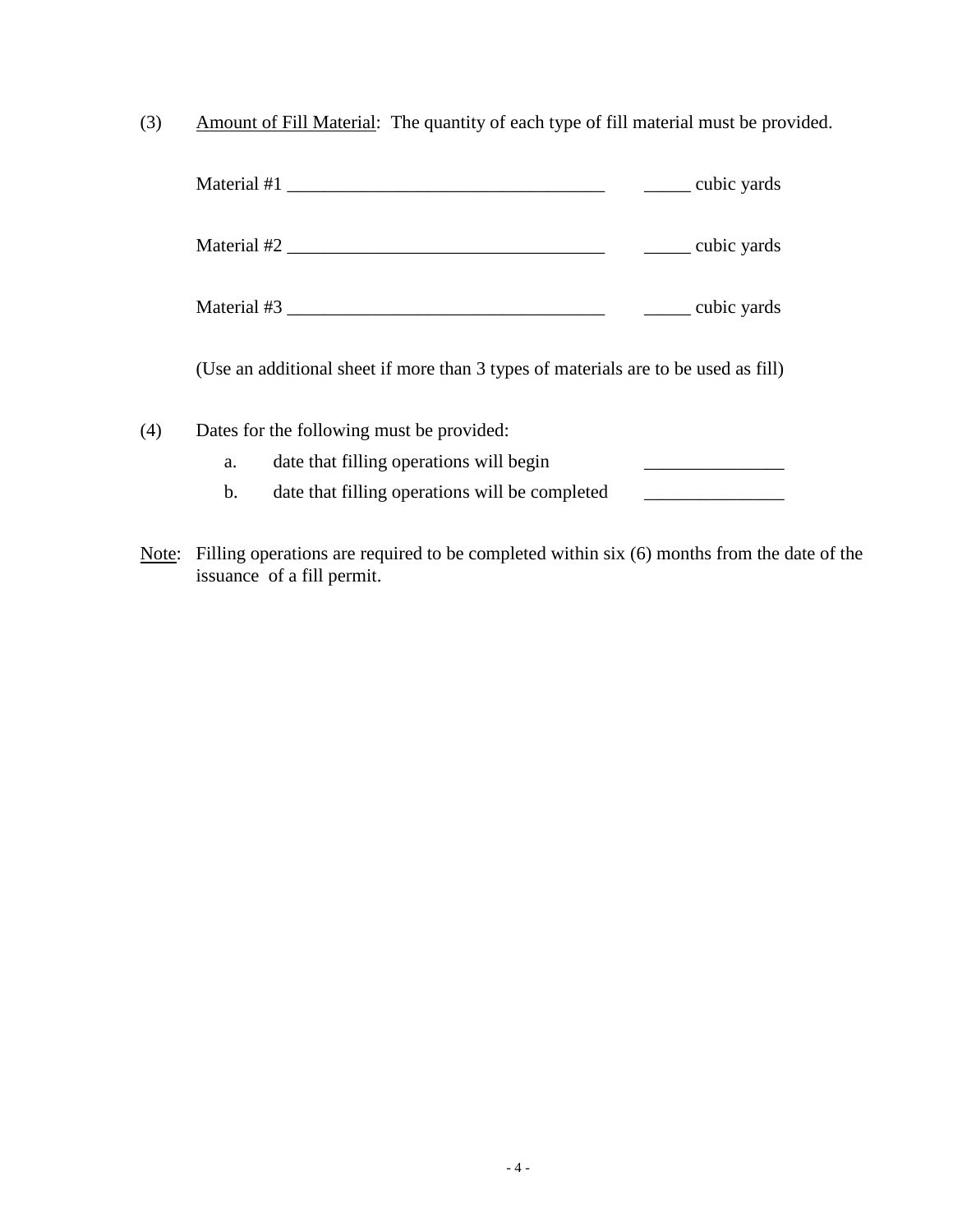(3) <u>Amount of Fill Material</u>: The quantity of each type of fill material must be provided.

Material #1 __________________________________ _____ cubic yards

Material #2 __________________________________ _____ cubic yards

Material #3 __________________________________ _____ cubic yards

(Use an additional sheet if more than 3 types of materials are to be used as fill)

(4) Dates for the following must be provided:

a. date that filling operations will begin _______________

b. date that filling operations will be completed _______________

<u>Note</u>: Filling operations are required to be completed within six (6) months from the date of the issuance of a fill permit.